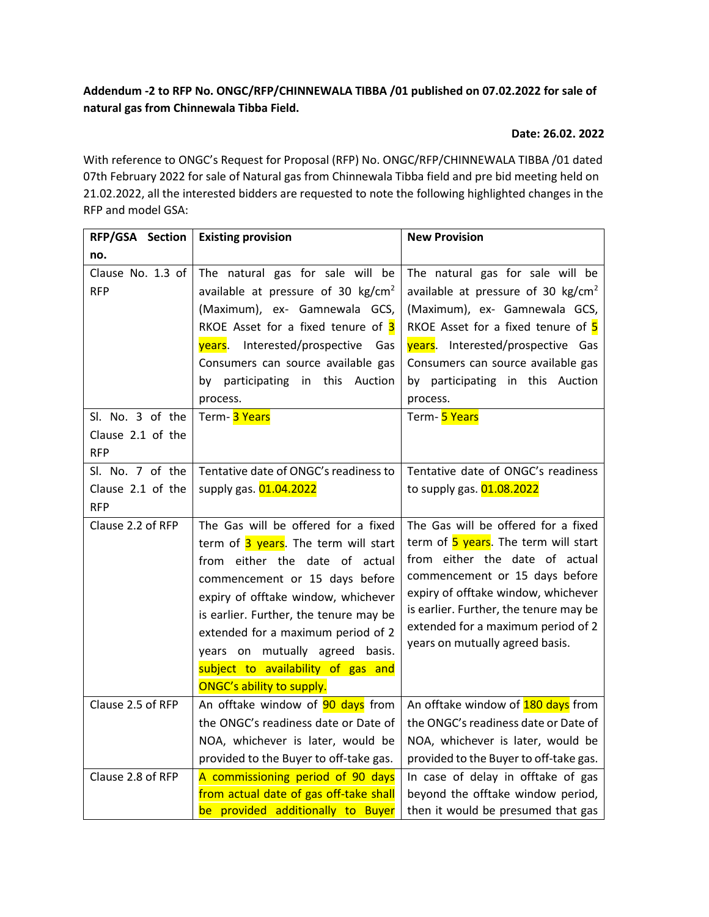**Addendum -2 to RFP No. ONGC/RFP/CHINNEWALA TIBBA /01 published on 07.02.2022 for sale of natural gas from Chinnewala Tibba Field.**

**Date: 26.02. 2022**

With reference to ONGC's Request for Proposal (RFP) No. ONGC/RFP/CHINNEWALA TIBBA /01 dated 07th February 2022 for sale of Natural gas from Chinnewala Tibba field and pre bid meeting held on 21.02.2022, all the interested bidders are requested to note the following highlighted changes in the RFP and model GSA:

| RFP/GSA Section no. | Existing provision | New Provision |
|---|---|---|
| Clause No. 1.3 of RFP | The natural gas for sale will be available at pressure of 30 kg/cm$^2$ (Maximum), ex- Gamnewala GCS, RKOE Asset for a fixed tenure of 3 years. Interested/prospective Gas Consumers can source available gas by participating in this Auction process. | The natural gas for sale will be available at pressure of 30 kg/cm$^2$ (Maximum), ex- Gamnewala GCS, RKOE Asset for a fixed tenure of 5 years. Interested/prospective Gas Consumers can source available gas by participating in this Auction process. |
| Sl. No. 3 of the Clause 2.1 of the RFP | Term- 3 Years | Term- 5 Years |
| Sl. No. 7 of the Clause 2.1 of the RFP | Tentative date of ONGC's readiness to supply gas. 01.04.2022 | Tentative date of ONGC's readiness to supply gas. 01.08.2022 |
| Clause 2.2 of RFP | The Gas will be offered for a fixed term of 3 years. The term will start from either the date of actual commencement or 15 days before expiry of offtake window, whichever is earlier. Further, the tenure may be extended for a maximum period of 2 years on mutually agreed basis. subject to availability of gas and ONGC's ability to supply. | The Gas will be offered for a fixed term of 5 years. The term will start from either the date of actual commencement or 15 days before expiry of offtake window, whichever is earlier. Further, the tenure may be extended for a maximum period of 2 years on mutually agreed basis. |
| Clause 2.5 of RFP | An offtake window of 90 days from the ONGC's readiness date or Date of NOA, whichever is later, would be provided to the Buyer to off-take gas. | An offtake window of 180 days from the ONGC's readiness date or Date of NOA, whichever is later, would be provided to the Buyer to off-take gas. |
| Clause 2.8 of RFP | A commissioning period of 90 days from actual date of gas off-take shall be provided additionally to Buyer | In case of delay in offtake of gas beyond the offtake window period, then it would be presumed that gas |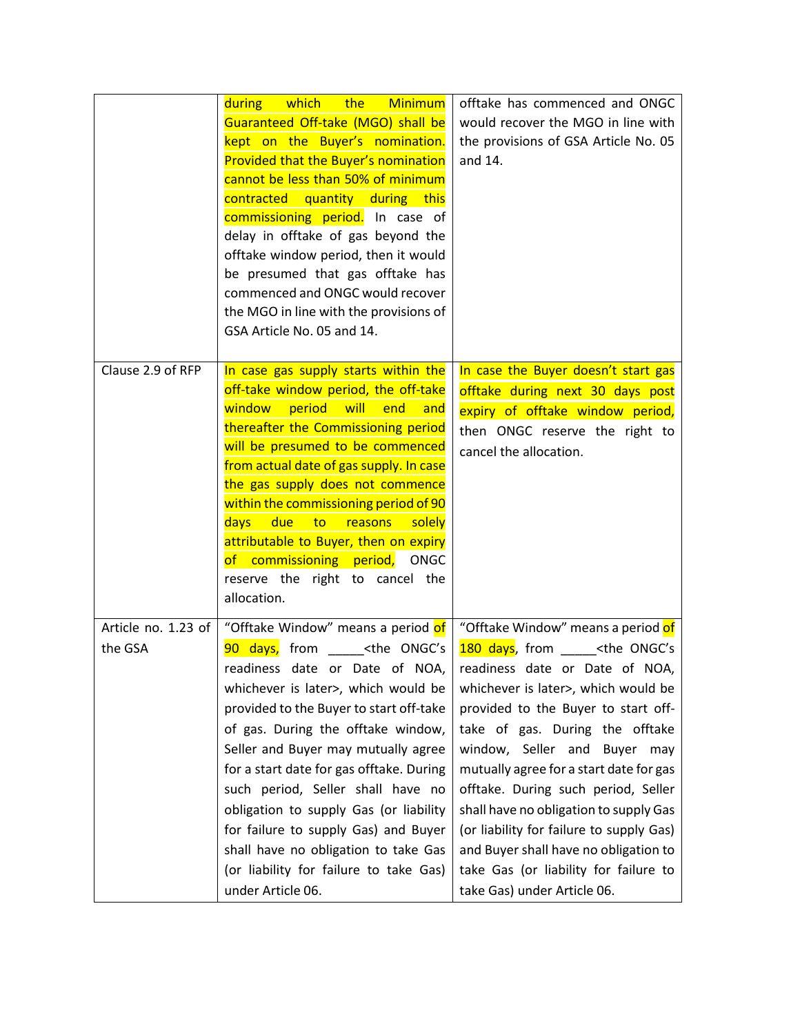| | | |
|---|---|---|
| | during which the Minimum Guaranteed Off-take (MGO) shall be kept on the Buyer's nomination. Provided that the Buyer's nomination cannot be less than 50% of minimum contracted quantity during this commissioning period. In case of delay in offtake of gas beyond the offtake window period, then it would be presumed that gas offtake has commenced and ONGC would recover the MGO in line with the provisions of GSA Article No. 05 and 14. | offtake has commenced and ONGC would recover the MGO in line with the provisions of GSA Article No. 05 and 14. |
| Clause 2.9 of RFP | In case gas supply starts within the off-take window period, the off-take window period will end and thereafter the Commissioning period will be presumed to be commenced from actual date of gas supply. In case the gas supply does not commence within the commissioning period of 90 days due to reasons solely attributable to Buyer, then on expiry of commissioning period, ONGC reserve the right to cancel the allocation. | In case the Buyer doesn't start gas offtake during next 30 days post expiry of offtake window period, then ONGC reserve the right to cancel the allocation. |
| Article no. 1.23 of the GSA | "Offtake Window" means a period of 90 days, from _____<the ONGC's readiness date or Date of NOA, whichever is later>, which would be provided to the Buyer to start off-take of gas. During the offtake window, Seller and Buyer may mutually agree for a start date for gas offtake. During such period, Seller shall have no obligation to supply Gas (or liability for failure to supply Gas) and Buyer shall have no obligation to take Gas (or liability for failure to take Gas) under Article 06. | "Offtake Window" means a period of 180 days, from _____<the ONGC's readiness date or Date of NOA, whichever is later>, which would be provided to the Buyer to start off-take of gas. During the offtake window, Seller and Buyer may mutually agree for a start date for gas offtake. During such period, Seller shall have no obligation to supply Gas (or liability for failure to supply Gas) and Buyer shall have no obligation to take Gas (or liability for failure to take Gas) under Article 06. |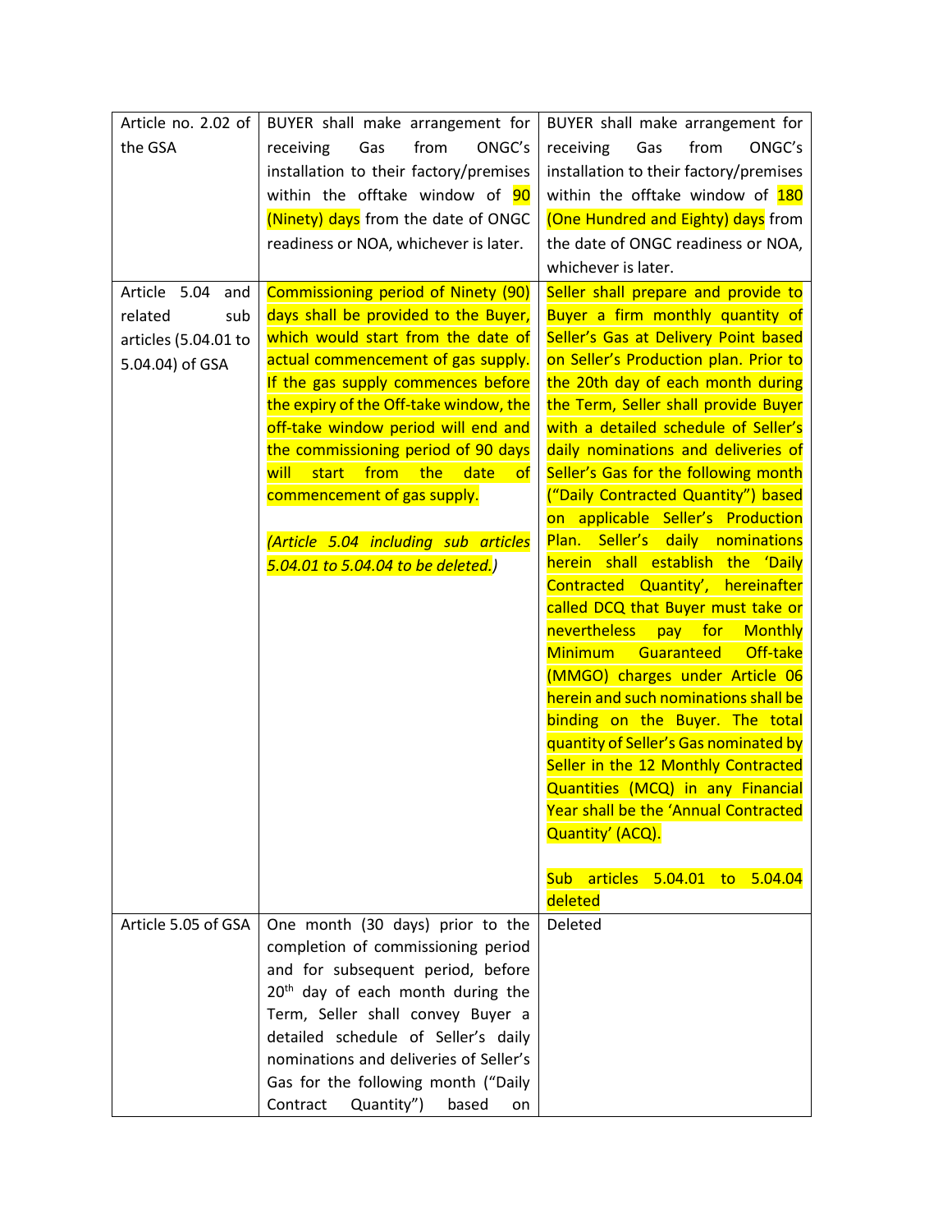| Article no. 2.02 of the GSA | BUYER shall make arrangement for receiving Gas from ONGC's installation to their factory/premises within the offtake window of 90 (Ninety) days from the date of ONGC readiness or NOA, whichever is later. | BUYER shall make arrangement for receiving Gas from ONGC's installation to their factory/premises within the offtake window of 180 (One Hundred and Eighty) days from the date of ONGC readiness or NOA, whichever is later. |
|---|---|---|
| Article 5.04 and related sub articles (5.04.01 to 5.04.04) of GSA | Commissioning period of Ninety (90) days shall be provided to the Buyer, which would start from the date of actual commencement of gas supply. If the gas supply commences before the expiry of the Off-take window, the off-take window period will end and the commissioning period of 90 days will start from the date of commencement of gas supply.<br><br>*(Article 5.04 including sub articles 5.04.01 to 5.04.04 to be deleted.)* | Seller shall prepare and provide to Buyer a firm monthly quantity of Seller's Gas at Delivery Point based on Seller's Production plan. Prior to the 20th day of each month during the Term, Seller shall provide Buyer with a detailed schedule of Seller's daily nominations and deliveries of Seller's Gas for the following month ("Daily Contracted Quantity") based on applicable Seller's Production Plan. Seller's daily nominations herein shall establish the 'Daily Contracted Quantity', hereinafter called DCQ that Buyer must take or nevertheless pay for Monthly Minimum Guaranteed Off-take (MMGO) charges under Article 06 herein and such nominations shall be binding on the Buyer. The total quantity of Seller's Gas nominated by Seller in the 12 Monthly Contracted Quantities (MCQ) in any Financial Year shall be the 'Annual Contracted Quantity' (ACQ).<br><br>Sub articles 5.04.01 to 5.04.04 deleted |
| Article 5.05 of GSA | One month (30 days) prior to the completion of commissioning period and for subsequent period, before 20th day of each month during the Term, Seller shall convey Buyer a detailed schedule of Seller's daily nominations and deliveries of Seller's Gas for the following month ("Daily Contract Quantity") based on | Deleted |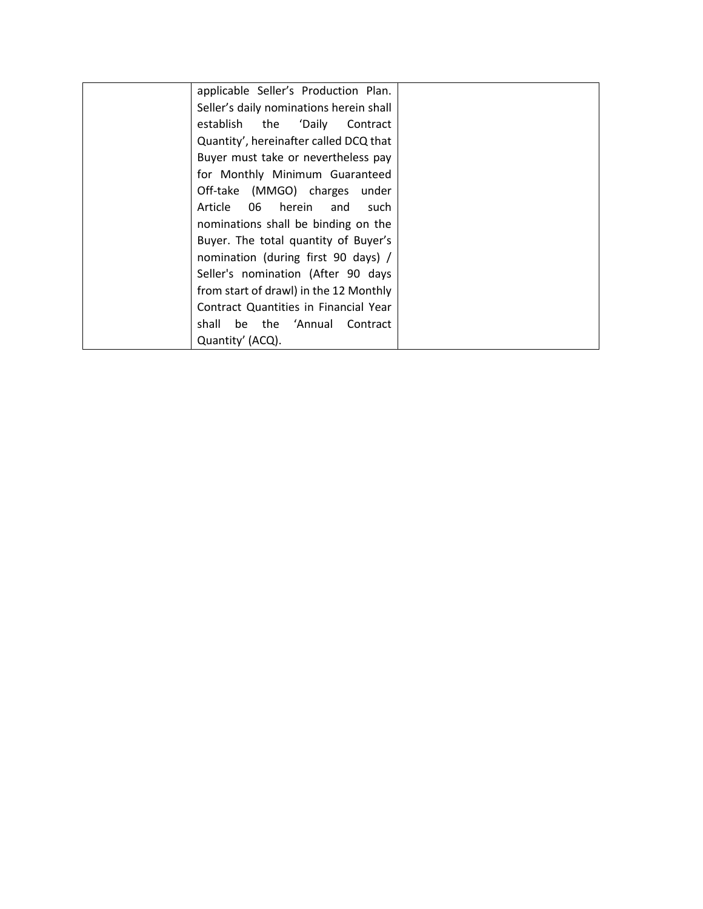| | | |
|---|---|---|
| | applicable Seller's Production Plan. Seller's daily nominations herein shall establish the 'Daily Contract Quantity', hereinafter called DCQ that Buyer must take or nevertheless pay for Monthly Minimum Guaranteed Off-take (MMGO) charges under Article 06 herein and such nominations shall be binding on the Buyer. The total quantity of Buyer's nomination (during first 90 days) / Seller's nomination (After 90 days from start of drawl) in the 12 Monthly Contract Quantities in Financial Year shall be the 'Annual Contract Quantity' (ACQ). | |